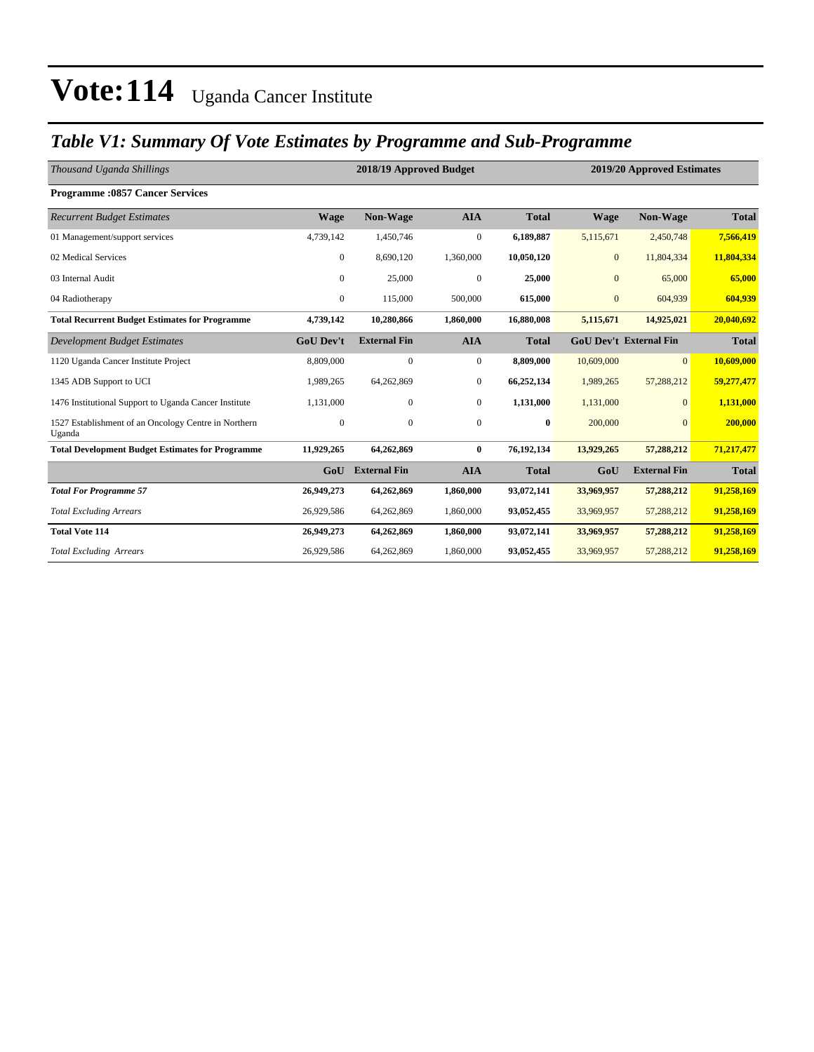# Vote:114 Uganda Cancer Institute

## *Table V1: Summary Of Vote Estimates by Programme and Sub-Programme*

| *Thousand Uganda Shillings* | 2018/19 Approved Budget | | | | 2019/20 Approved Estimates | | |
|---|---|---|---|---|---|---|---|
| **Programme :0857 Cancer Services** | | | | | | | |
| *Recurrent Budget Estimates* | **Wage** | **Non-Wage** | **AIA** | **Total** | **Wage** | **Non-Wage** | **Total** |
| 01 Management/support services | 4,739,142 | 1,450,746 | 0 | **6,189,887** | 5,115,671 | 2,450,748 | **7,566,419** |
| 02 Medical Services | 0 | 8,690,120 | 1,360,000 | **10,050,120** | 0 | 11,804,334 | **11,804,334** |
| 03 Internal Audit | 0 | 25,000 | 0 | **25,000** | 0 | 65,000 | **65,000** |
| 04 Radiotherapy | 0 | 115,000 | 500,000 | **615,000** | 0 | 604,939 | **604,939** |
| **Total Recurrent Budget Estimates for Programme** | **4,739,142** | **10,280,866** | **1,860,000** | **16,880,008** | **5,115,671** | **14,925,021** | **20,040,692** |
| *Development Budget Estimates* | **GoU Dev't** | **External Fin** | **AIA** | **Total** | **GoU Dev't** | **External Fin** | **Total** |
| 1120 Uganda Cancer Institute Project | 8,809,000 | 0 | 0 | **8,809,000** | 10,609,000 | 0 | **10,609,000** |
| 1345 ADB Support to UCI | 1,989,265 | 64,262,869 | 0 | **66,252,134** | 1,989,265 | 57,288,212 | **59,277,477** |
| 1476 Institutional Support to Uganda Cancer Institute | 1,131,000 | 0 | 0 | **1,131,000** | 1,131,000 | 0 | **1,131,000** |
| 1527 Establishment of an Oncology Centre in Northern Uganda | 0 | 0 | 0 | **0** | 200,000 | 0 | **200,000** |
| **Total Development Budget Estimates for Programme** | **11,929,265** | **64,262,869** | **0** | **76,192,134** | **13,929,265** | **57,288,212** | **71,217,477** |
| | **GoU** | **External Fin** | **AIA** | **Total** | **GoU** | **External Fin** | **Total** |
| ***Total For Programme 57*** | **26,949,273** | **64,262,869** | **1,860,000** | **93,072,141** | **33,969,957** | **57,288,212** | **91,258,169** |
| *Total Excluding Arrears* | 26,929,586 | 64,262,869 | 1,860,000 | **93,052,455** | 33,969,957 | 57,288,212 | **91,258,169** |
| **Total Vote 114** | **26,949,273** | **64,262,869** | **1,860,000** | **93,072,141** | **33,969,957** | **57,288,212** | **91,258,169** |
| *Total Excluding Arrears* | 26,929,586 | 64,262,869 | 1,860,000 | **93,052,455** | 33,969,957 | 57,288,212 | **91,258,169** |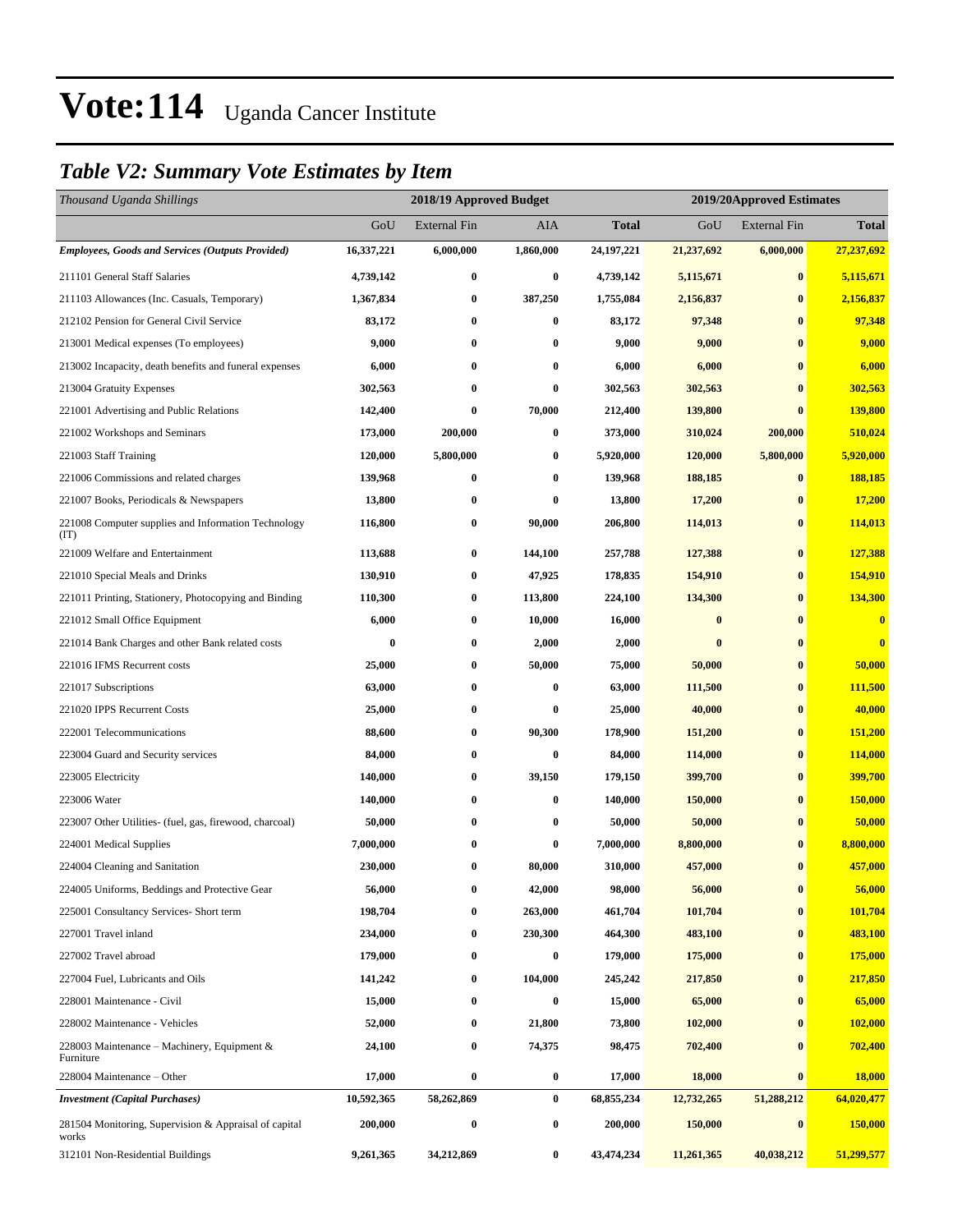# Vote:114 Uganda Cancer Institute

## *Table V2: Summary Vote Estimates by Item*

| *Thousand Uganda Shillings* | 2018/19 Approved Budget | | | | 2019/20Approved Estimates | | |
|---|---|---|---|---|---|---|---|
| | GoU | External Fin | AIA | Total | GoU | External Fin | Total |
| ***Employees, Goods and Services (Outputs Provided)*** | **16,337,221** | **6,000,000** | **1,860,000** | **24,197,221** | **21,237,692** | **6,000,000** | **27,237,692** |
| 211101 General Staff Salaries | **4,739,142** | **0** | **0** | **4,739,142** | **5,115,671** | **0** | **5,115,671** |
| 211103 Allowances (Inc. Casuals, Temporary) | **1,367,834** | **0** | **387,250** | **1,755,084** | **2,156,837** | **0** | **2,156,837** |
| 212102 Pension for General Civil Service | **83,172** | **0** | **0** | **83,172** | **97,348** | **0** | **97,348** |
| 213001 Medical expenses (To employees) | **9,000** | **0** | **0** | **9,000** | **9,000** | **0** | **9,000** |
| 213002 Incapacity, death benefits and funeral expenses | **6,000** | **0** | **0** | **6,000** | **6,000** | **0** | **6,000** |
| 213004 Gratuity Expenses | **302,563** | **0** | **0** | **302,563** | **302,563** | **0** | **302,563** |
| 221001 Advertising and Public Relations | **142,400** | **0** | **70,000** | **212,400** | **139,800** | **0** | **139,800** |
| 221002 Workshops and Seminars | **173,000** | **200,000** | **0** | **373,000** | **310,024** | **200,000** | **510,024** |
| 221003 Staff Training | **120,000** | **5,800,000** | **0** | **5,920,000** | **120,000** | **5,800,000** | **5,920,000** |
| 221006 Commissions and related charges | **139,968** | **0** | **0** | **139,968** | **188,185** | **0** | **188,185** |
| 221007 Books, Periodicals & Newspapers | **13,800** | **0** | **0** | **13,800** | **17,200** | **0** | **17,200** |
| 221008 Computer supplies and Information Technology (IT) | **116,800** | **0** | **90,000** | **206,800** | **114,013** | **0** | **114,013** |
| 221009 Welfare and Entertainment | **113,688** | **0** | **144,100** | **257,788** | **127,388** | **0** | **127,388** |
| 221010 Special Meals and Drinks | **130,910** | **0** | **47,925** | **178,835** | **154,910** | **0** | **154,910** |
| 221011 Printing, Stationery, Photocopying and Binding | **110,300** | **0** | **113,800** | **224,100** | **134,300** | **0** | **134,300** |
| 221012 Small Office Equipment | **6,000** | **0** | **10,000** | **16,000** | **0** | **0** | **0** |
| 221014 Bank Charges and other Bank related costs | **0** | **0** | **2,000** | **2,000** | **0** | **0** | **0** |
| 221016 IFMS Recurrent costs | **25,000** | **0** | **50,000** | **75,000** | **50,000** | **0** | **50,000** |
| 221017 Subscriptions | **63,000** | **0** | **0** | **63,000** | **111,500** | **0** | **111,500** |
| 221020 IPPS Recurrent Costs | **25,000** | **0** | **0** | **25,000** | **40,000** | **0** | **40,000** |
| 222001 Telecommunications | **88,600** | **0** | **90,300** | **178,900** | **151,200** | **0** | **151,200** |
| 223004 Guard and Security services | **84,000** | **0** | **0** | **84,000** | **114,000** | **0** | **114,000** |
| 223005 Electricity | **140,000** | **0** | **39,150** | **179,150** | **399,700** | **0** | **399,700** |
| 223006 Water | **140,000** | **0** | **0** | **140,000** | **150,000** | **0** | **150,000** |
| 223007 Other Utilities- (fuel, gas, firewood, charcoal) | **50,000** | **0** | **0** | **50,000** | **50,000** | **0** | **50,000** |
| 224001 Medical Supplies | **7,000,000** | **0** | **0** | **7,000,000** | **8,800,000** | **0** | **8,800,000** |
| 224004 Cleaning and Sanitation | **230,000** | **0** | **80,000** | **310,000** | **457,000** | **0** | **457,000** |
| 224005 Uniforms, Beddings and Protective Gear | **56,000** | **0** | **42,000** | **98,000** | **56,000** | **0** | **56,000** |
| 225001 Consultancy Services- Short term | **198,704** | **0** | **263,000** | **461,704** | **101,704** | **0** | **101,704** |
| 227001 Travel inland | **234,000** | **0** | **230,300** | **464,300** | **483,100** | **0** | **483,100** |
| 227002 Travel abroad | **179,000** | **0** | **0** | **179,000** | **175,000** | **0** | **175,000** |
| 227004 Fuel, Lubricants and Oils | **141,242** | **0** | **104,000** | **245,242** | **217,850** | **0** | **217,850** |
| 228001 Maintenance - Civil | **15,000** | **0** | **0** | **15,000** | **65,000** | **0** | **65,000** |
| 228002 Maintenance - Vehicles | **52,000** | **0** | **21,800** | **73,800** | **102,000** | **0** | **102,000** |
| 228003 Maintenance – Machinery, Equipment & Furniture | **24,100** | **0** | **74,375** | **98,475** | **702,400** | **0** | **702,400** |
| 228004 Maintenance – Other | **17,000** | **0** | **0** | **17,000** | **18,000** | **0** | **18,000** |
| ***Investment (Capital Purchases)*** | **10,592,365** | **58,262,869** | **0** | **68,855,234** | **12,732,265** | **51,288,212** | **64,020,477** |
| 281504 Monitoring, Supervision & Appraisal of capital works | **200,000** | **0** | **0** | **200,000** | **150,000** | **0** | **150,000** |
| 312101 Non-Residential Buildings | **9,261,365** | **34,212,869** | **0** | **43,474,234** | **11,261,365** | **40,038,212** | **51,299,577** |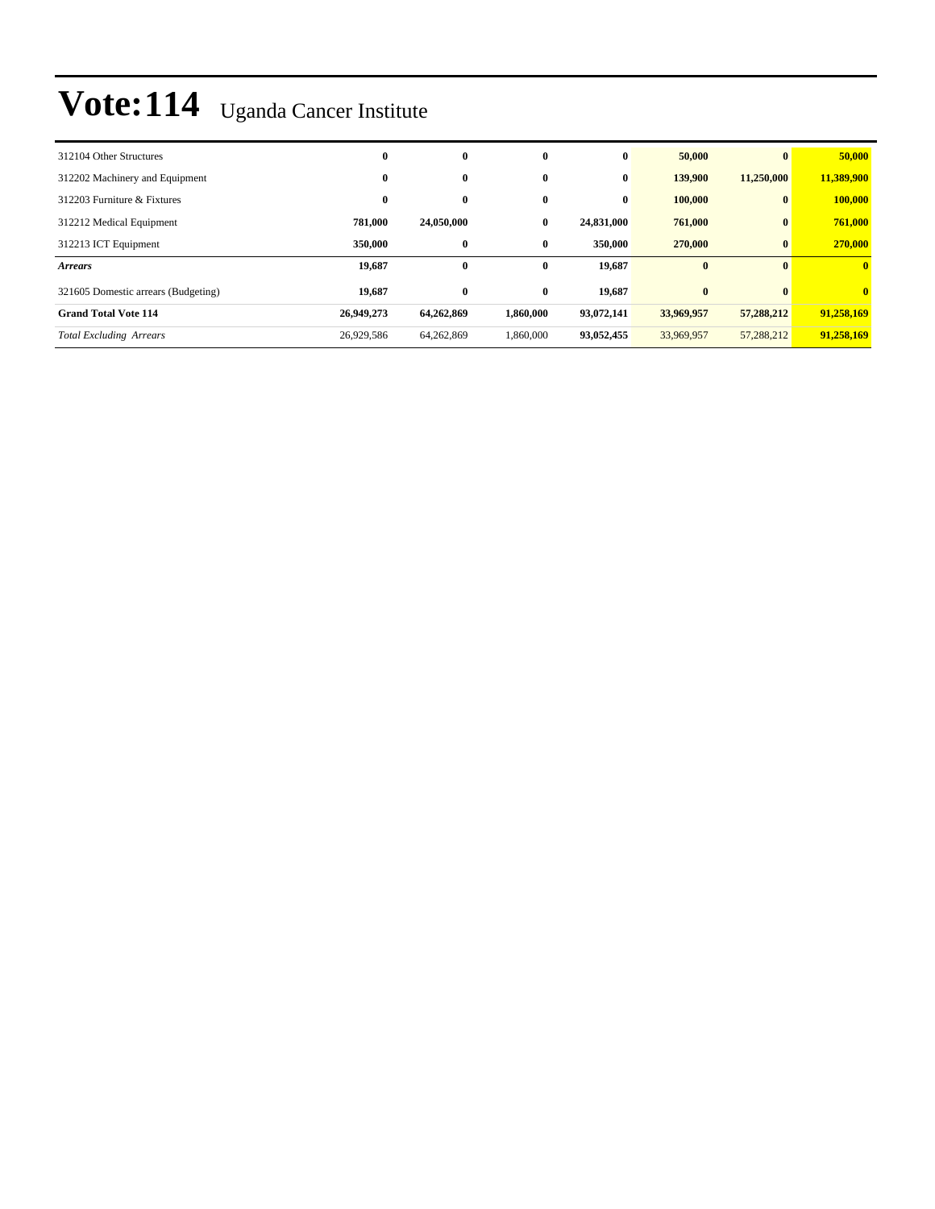# Vote:114 Uganda Cancer Institute

| | | | | | | | |
|---|---|---|---|---|---|---|---|
| 312104 Other Structures | **0** | **0** | **0** | **0** | **50,000** | **0** | **50,000** |
| 312202 Machinery and Equipment | **0** | **0** | **0** | **0** | **139,900** | **11,250,000** | **11,389,900** |
| 312203 Furniture & Fixtures | **0** | **0** | **0** | **0** | **100,000** | **0** | **100,000** |
| 312212 Medical Equipment | **781,000** | **24,050,000** | **0** | **24,831,000** | **761,000** | **0** | **761,000** |
| 312213 ICT Equipment | **350,000** | **0** | **0** | **350,000** | **270,000** | **0** | **270,000** |
| ***Arrears*** | **19,687** | **0** | **0** | **19,687** | **0** | **0** | **0** |
| 321605 Domestic arrears (Budgeting) | **19,687** | **0** | **0** | **19,687** | **0** | **0** | **0** |
| **Grand Total Vote 114** | **26,949,273** | **64,262,869** | **1,860,000** | **93,072,141** | **33,969,957** | **57,288,212** | **91,258,169** |
| *Total Excluding Arrears* | 26,929,586 | 64,262,869 | 1,860,000 | **93,052,455** | 33,969,957 | 57,288,212 | **91,258,169** |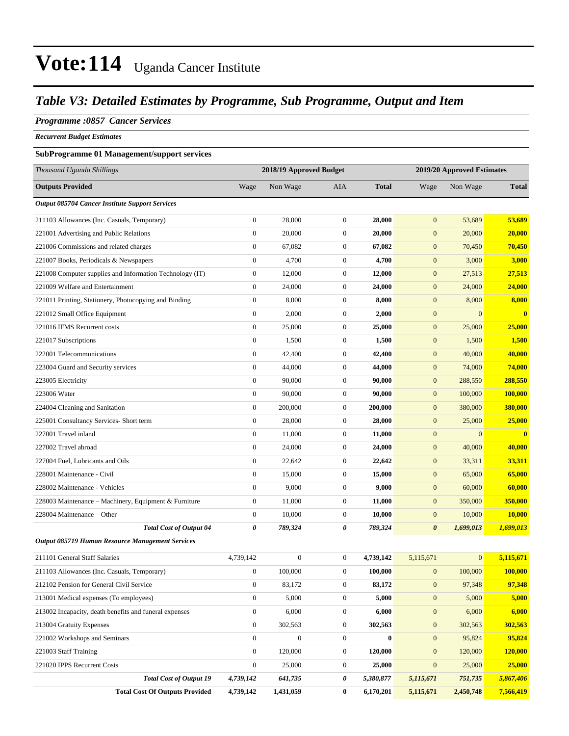# Vote:114 Uganda Cancer Institute

## *Table V3: Detailed Estimates by Programme, Sub Programme, Output and Item*

### *Programme :0857 Cancer Services*

***Recurrent Budget Estimates***

**SubProgramme 01 Management/support services**

| *Thousand Uganda Shillings* | 2018/19 Approved Budget | | | | 2019/20 Approved Estimates | | |
|---|---|---|---|---|---|---|---|
| **Outputs Provided** | Wage | Non Wage | AIA | **Total** | Wage | Non Wage | **Total** |
| ***Output 085704 Cancer Institute Support Services*** | | | | | | | |
| 211103 Allowances (Inc. Casuals, Temporary) | 0 | 28,000 | 0 | **28,000** | 0 | 53,689 | **53,689** |
| 221001 Advertising and Public Relations | 0 | 20,000 | 0 | **20,000** | 0 | 20,000 | **20,000** |
| 221006 Commissions and related charges | 0 | 67,082 | 0 | **67,082** | 0 | 70,450 | **70,450** |
| 221007 Books, Periodicals & Newspapers | 0 | 4,700 | 0 | **4,700** | 0 | 3,000 | **3,000** |
| 221008 Computer supplies and Information Technology (IT) | 0 | 12,000 | 0 | **12,000** | 0 | 27,513 | **27,513** |
| 221009 Welfare and Entertainment | 0 | 24,000 | 0 | **24,000** | 0 | 24,000 | **24,000** |
| 221011 Printing, Stationery, Photocopying and Binding | 0 | 8,000 | 0 | **8,000** | 0 | 8,000 | **8,000** |
| 221012 Small Office Equipment | 0 | 2,000 | 0 | **2,000** | 0 | 0 | **0** |
| 221016 IFMS Recurrent costs | 0 | 25,000 | 0 | **25,000** | 0 | 25,000 | **25,000** |
| 221017 Subscriptions | 0 | 1,500 | 0 | **1,500** | 0 | 1,500 | **1,500** |
| 222001 Telecommunications | 0 | 42,400 | 0 | **42,400** | 0 | 40,000 | **40,000** |
| 223004 Guard and Security services | 0 | 44,000 | 0 | **44,000** | 0 | 74,000 | **74,000** |
| 223005 Electricity | 0 | 90,000 | 0 | **90,000** | 0 | 288,550 | **288,550** |
| 223006 Water | 0 | 90,000 | 0 | **90,000** | 0 | 100,000 | **100,000** |
| 224004 Cleaning and Sanitation | 0 | 200,000 | 0 | **200,000** | 0 | 380,000 | **380,000** |
| 225001 Consultancy Services- Short term | 0 | 28,000 | 0 | **28,000** | 0 | 25,000 | **25,000** |
| 227001 Travel inland | 0 | 11,000 | 0 | **11,000** | 0 | 0 | **0** |
| 227002 Travel abroad | 0 | 24,000 | 0 | **24,000** | 0 | 40,000 | **40,000** |
| 227004 Fuel, Lubricants and Oils | 0 | 22,642 | 0 | **22,642** | 0 | 33,311 | **33,311** |
| 228001 Maintenance - Civil | 0 | 15,000 | 0 | **15,000** | 0 | 65,000 | **65,000** |
| 228002 Maintenance - Vehicles | 0 | 9,000 | 0 | **9,000** | 0 | 60,000 | **60,000** |
| 228003 Maintenance – Machinery, Equipment & Furniture | 0 | 11,000 | 0 | **11,000** | 0 | 350,000 | **350,000** |
| 228004 Maintenance – Other | 0 | 10,000 | 0 | **10,000** | 0 | 10,000 | **10,000** |
| ***Total Cost of Output 04*** | ***0*** | ***789,324*** | ***0*** | ***789,324*** | ***0*** | ***1,699,013*** | ***1,699,013*** |
| ***Output 085719 Human Resource Management Services*** | | | | | | | |
| 211101 General Staff Salaries | 4,739,142 | 0 | 0 | **4,739,142** | 5,115,671 | 0 | **5,115,671** |
| 211103 Allowances (Inc. Casuals, Temporary) | 0 | 100,000 | 0 | **100,000** | 0 | 100,000 | **100,000** |
| 212102 Pension for General Civil Service | 0 | 83,172 | 0 | **83,172** | 0 | 97,348 | **97,348** |
| 213001 Medical expenses (To employees) | 0 | 5,000 | 0 | **5,000** | 0 | 5,000 | **5,000** |
| 213002 Incapacity, death benefits and funeral expenses | 0 | 6,000 | 0 | **6,000** | 0 | 6,000 | **6,000** |
| 213004 Gratuity Expenses | 0 | 302,563 | 0 | **302,563** | 0 | 302,563 | **302,563** |
| 221002 Workshops and Seminars | 0 | 0 | 0 | **0** | 0 | 95,824 | **95,824** |
| 221003 Staff Training | 0 | 120,000 | 0 | **120,000** | 0 | 120,000 | **120,000** |
| 221020 IPPS Recurrent Costs | 0 | 25,000 | 0 | **25,000** | 0 | 25,000 | **25,000** |
| ***Total Cost of Output 19*** | ***4,739,142*** | ***641,735*** | ***0*** | ***5,380,877*** | ***5,115,671*** | ***751,735*** | ***5,867,406*** |
| **Total Cost Of Outputs Provided** | **4,739,142** | **1,431,059** | **0** | **6,170,201** | **5,115,671** | **2,450,748** | **7,566,419** |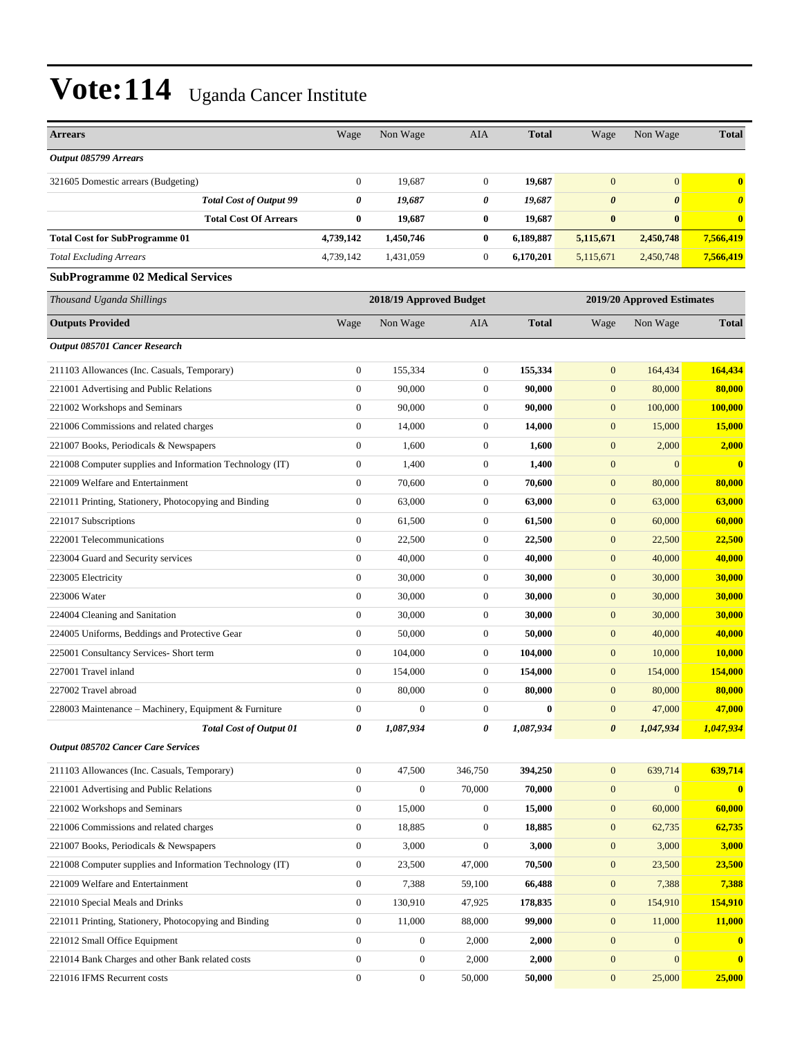# Vote:114 Uganda Cancer Institute

| Arrears | Wage | Non Wage | AIA | Total | Wage | Non Wage | Total |
|---|---|---|---|---|---|---|---|
| ***Output 085799 Arrears*** | | | | | | | |
| 321605 Domestic arrears (Budgeting) | 0 | 19,687 | 0 | **19,687** | 0 | 0 | **0** |
| ***Total Cost of Output 99*** | ***0*** | ***19,687*** | ***0*** | ***19,687*** | ***0*** | ***0*** | ***0*** |
| **Total Cost Of Arrears** | **0** | **19,687** | **0** | **19,687** | **0** | **0** | **0** |
| **Total Cost for SubProgramme 01** | **4,739,142** | **1,450,746** | **0** | **6,189,887** | **5,115,671** | **2,450,748** | **7,566,419** |
| *Total Excluding Arrears* | 4,739,142 | 1,431,059 | 0 | **6,170,201** | 5,115,671 | 2,450,748 | **7,566,419** |

### SubProgramme 02 Medical Services

| *Thousand Uganda Shillings* | 2018/19 Approved Budget | | | | 2019/20 Approved Estimates | | |
|---|---|---|---|---|---|---|---|
| **Outputs Provided** | Wage | Non Wage | AIA | **Total** | Wage | Non Wage | **Total** |
| ***Output 085701 Cancer Research*** | | | | | | | |
| 211103 Allowances (Inc. Casuals, Temporary) | 0 | 155,334 | 0 | **155,334** | 0 | 164,434 | **164,434** |
| 221001 Advertising and Public Relations | 0 | 90,000 | 0 | **90,000** | 0 | 80,000 | **80,000** |
| 221002 Workshops and Seminars | 0 | 90,000 | 0 | **90,000** | 0 | 100,000 | **100,000** |
| 221006 Commissions and related charges | 0 | 14,000 | 0 | **14,000** | 0 | 15,000 | **15,000** |
| 221007 Books, Periodicals & Newspapers | 0 | 1,600 | 0 | **1,600** | 0 | 2,000 | **2,000** |
| 221008 Computer supplies and Information Technology (IT) | 0 | 1,400 | 0 | **1,400** | 0 | 0 | **0** |
| 221009 Welfare and Entertainment | 0 | 70,600 | 0 | **70,600** | 0 | 80,000 | **80,000** |
| 221011 Printing, Stationery, Photocopying and Binding | 0 | 63,000 | 0 | **63,000** | 0 | 63,000 | **63,000** |
| 221017 Subscriptions | 0 | 61,500 | 0 | **61,500** | 0 | 60,000 | **60,000** |
| 222001 Telecommunications | 0 | 22,500 | 0 | **22,500** | 0 | 22,500 | **22,500** |
| 223004 Guard and Security services | 0 | 40,000 | 0 | **40,000** | 0 | 40,000 | **40,000** |
| 223005 Electricity | 0 | 30,000 | 0 | **30,000** | 0 | 30,000 | **30,000** |
| 223006 Water | 0 | 30,000 | 0 | **30,000** | 0 | 30,000 | **30,000** |
| 224004 Cleaning and Sanitation | 0 | 30,000 | 0 | **30,000** | 0 | 30,000 | **30,000** |
| 224005 Uniforms, Beddings and Protective Gear | 0 | 50,000 | 0 | **50,000** | 0 | 40,000 | **40,000** |
| 225001 Consultancy Services- Short term | 0 | 104,000 | 0 | **104,000** | 0 | 10,000 | **10,000** |
| 227001 Travel inland | 0 | 154,000 | 0 | **154,000** | 0 | 154,000 | **154,000** |
| 227002 Travel abroad | 0 | 80,000 | 0 | **80,000** | 0 | 80,000 | **80,000** |
| 228003 Maintenance – Machinery, Equipment & Furniture | 0 | 0 | 0 | **0** | 0 | 47,000 | **47,000** |
| ***Total Cost of Output 01*** | ***0*** | ***1,087,934*** | ***0*** | ***1,087,934*** | ***0*** | ***1,047,934*** | ***1,047,934*** |
| ***Output 085702 Cancer Care Services*** | | | | | | | |
| 211103 Allowances (Inc. Casuals, Temporary) | 0 | 47,500 | 346,750 | **394,250** | 0 | 639,714 | **639,714** |
| 221001 Advertising and Public Relations | 0 | 0 | 70,000 | **70,000** | 0 | 0 | **0** |
| 221002 Workshops and Seminars | 0 | 15,000 | 0 | **15,000** | 0 | 60,000 | **60,000** |
| 221006 Commissions and related charges | 0 | 18,885 | 0 | **18,885** | 0 | 62,735 | **62,735** |
| 221007 Books, Periodicals & Newspapers | 0 | 3,000 | 0 | **3,000** | 0 | 3,000 | **3,000** |
| 221008 Computer supplies and Information Technology (IT) | 0 | 23,500 | 47,000 | **70,500** | 0 | 23,500 | **23,500** |
| 221009 Welfare and Entertainment | 0 | 7,388 | 59,100 | **66,488** | 0 | 7,388 | **7,388** |
| 221010 Special Meals and Drinks | 0 | 130,910 | 47,925 | **178,835** | 0 | 154,910 | **154,910** |
| 221011 Printing, Stationery, Photocopying and Binding | 0 | 11,000 | 88,000 | **99,000** | 0 | 11,000 | **11,000** |
| 221012 Small Office Equipment | 0 | 0 | 2,000 | **2,000** | 0 | 0 | **0** |
| 221014 Bank Charges and other Bank related costs | 0 | 0 | 2,000 | **2,000** | 0 | 0 | **0** |
| 221016 IFMS Recurrent costs | 0 | 0 | 50,000 | **50,000** | 0 | 25,000 | **25,000** |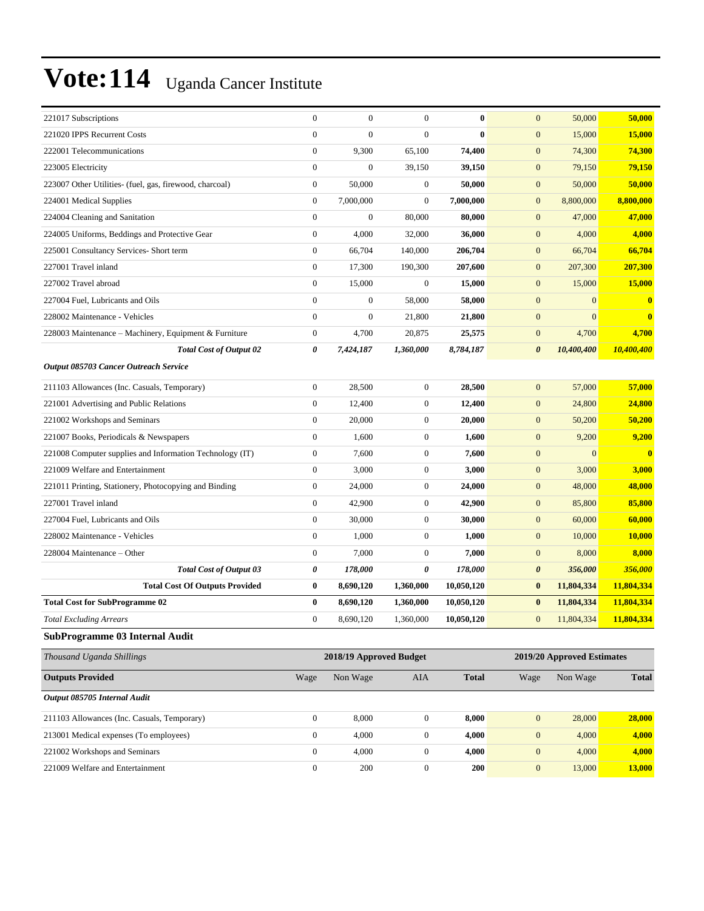# Vote:114 Uganda Cancer Institute

| | | | | | | | |
|---|---|---|---|---|---|---|---|
| 221017 Subscriptions | 0 | 0 | 0 | **0** | 0 | 50,000 | **50,000** |
| 221020 IPPS Recurrent Costs | 0 | 0 | 0 | **0** | 0 | 15,000 | **15,000** |
| 222001 Telecommunications | 0 | 9,300 | 65,100 | **74,400** | 0 | 74,300 | **74,300** |
| 223005 Electricity | 0 | 0 | 39,150 | **39,150** | 0 | 79,150 | **79,150** |
| 223007 Other Utilities- (fuel, gas, firewood, charcoal) | 0 | 50,000 | 0 | **50,000** | 0 | 50,000 | **50,000** |
| 224001 Medical Supplies | 0 | 7,000,000 | 0 | **7,000,000** | 0 | 8,800,000 | **8,800,000** |
| 224004 Cleaning and Sanitation | 0 | 0 | 80,000 | **80,000** | 0 | 47,000 | **47,000** |
| 224005 Uniforms, Beddings and Protective Gear | 0 | 4,000 | 32,000 | **36,000** | 0 | 4,000 | **4,000** |
| 225001 Consultancy Services- Short term | 0 | 66,704 | 140,000 | **206,704** | 0 | 66,704 | **66,704** |
| 227001 Travel inland | 0 | 17,300 | 190,300 | **207,600** | 0 | 207,300 | **207,300** |
| 227002 Travel abroad | 0 | 15,000 | 0 | **15,000** | 0 | 15,000 | **15,000** |
| 227004 Fuel, Lubricants and Oils | 0 | 0 | 58,000 | **58,000** | 0 | 0 | **0** |
| 228002 Maintenance - Vehicles | 0 | 0 | 21,800 | **21,800** | 0 | 0 | **0** |
| 228003 Maintenance – Machinery, Equipment & Furniture | 0 | 4,700 | 20,875 | **25,575** | 0 | 4,700 | **4,700** |
| ***Total Cost of Output 02*** | ***0*** | ***7,424,187*** | ***1,360,000*** | ***8,784,187*** | ***0*** | ***10,400,400*** | ***10,400,400*** |
| ***Output 085703 Cancer Outreach Service*** | | | | | | | |
| 211103 Allowances (Inc. Casuals, Temporary) | 0 | 28,500 | 0 | **28,500** | 0 | 57,000 | **57,000** |
| 221001 Advertising and Public Relations | 0 | 12,400 | 0 | **12,400** | 0 | 24,800 | **24,800** |
| 221002 Workshops and Seminars | 0 | 20,000 | 0 | **20,000** | 0 | 50,200 | **50,200** |
| 221007 Books, Periodicals & Newspapers | 0 | 1,600 | 0 | **1,600** | 0 | 9,200 | **9,200** |
| 221008 Computer supplies and Information Technology (IT) | 0 | 7,600 | 0 | **7,600** | 0 | 0 | **0** |
| 221009 Welfare and Entertainment | 0 | 3,000 | 0 | **3,000** | 0 | 3,000 | **3,000** |
| 221011 Printing, Stationery, Photocopying and Binding | 0 | 24,000 | 0 | **24,000** | 0 | 48,000 | **48,000** |
| 227001 Travel inland | 0 | 42,900 | 0 | **42,900** | 0 | 85,800 | **85,800** |
| 227004 Fuel, Lubricants and Oils | 0 | 30,000 | 0 | **30,000** | 0 | 60,000 | **60,000** |
| 228002 Maintenance - Vehicles | 0 | 1,000 | 0 | **1,000** | 0 | 10,000 | **10,000** |
| 228004 Maintenance – Other | 0 | 7,000 | 0 | **7,000** | 0 | 8,000 | **8,000** |
| ***Total Cost of Output 03*** | ***0*** | ***178,000*** | ***0*** | ***178,000*** | ***0*** | ***356,000*** | ***356,000*** |
| **Total Cost Of Outputs Provided** | **0** | **8,690,120** | **1,360,000** | **10,050,120** | **0** | **11,804,334** | **11,804,334** |
| **Total Cost for SubProgramme 02** | **0** | **8,690,120** | **1,360,000** | **10,050,120** | **0** | **11,804,334** | **11,804,334** |
| *Total Excluding Arrears* | 0 | 8,690,120 | 1,360,000 | **10,050,120** | 0 | 11,804,334 | **11,804,334** |

### SubProgramme 03 Internal Audit

| *Thousand Uganda Shillings* | 2018/19 Approved Budget | | | | 2019/20 Approved Estimates | | |
|---|---|---|---|---|---|---|---|
| **Outputs Provided** | Wage | Non Wage | AIA | **Total** | Wage | Non Wage | **Total** |
| ***Output 085705 Internal Audit*** | | | | | | | |
| 211103 Allowances (Inc. Casuals, Temporary) | 0 | 8,000 | 0 | **8,000** | 0 | 28,000 | **28,000** |
| 213001 Medical expenses (To employees) | 0 | 4,000 | 0 | **4,000** | 0 | 4,000 | **4,000** |
| 221002 Workshops and Seminars | 0 | 4,000 | 0 | **4,000** | 0 | 4,000 | **4,000** |
| 221009 Welfare and Entertainment | 0 | 200 | 0 | **200** | 0 | 13,000 | **13,000** |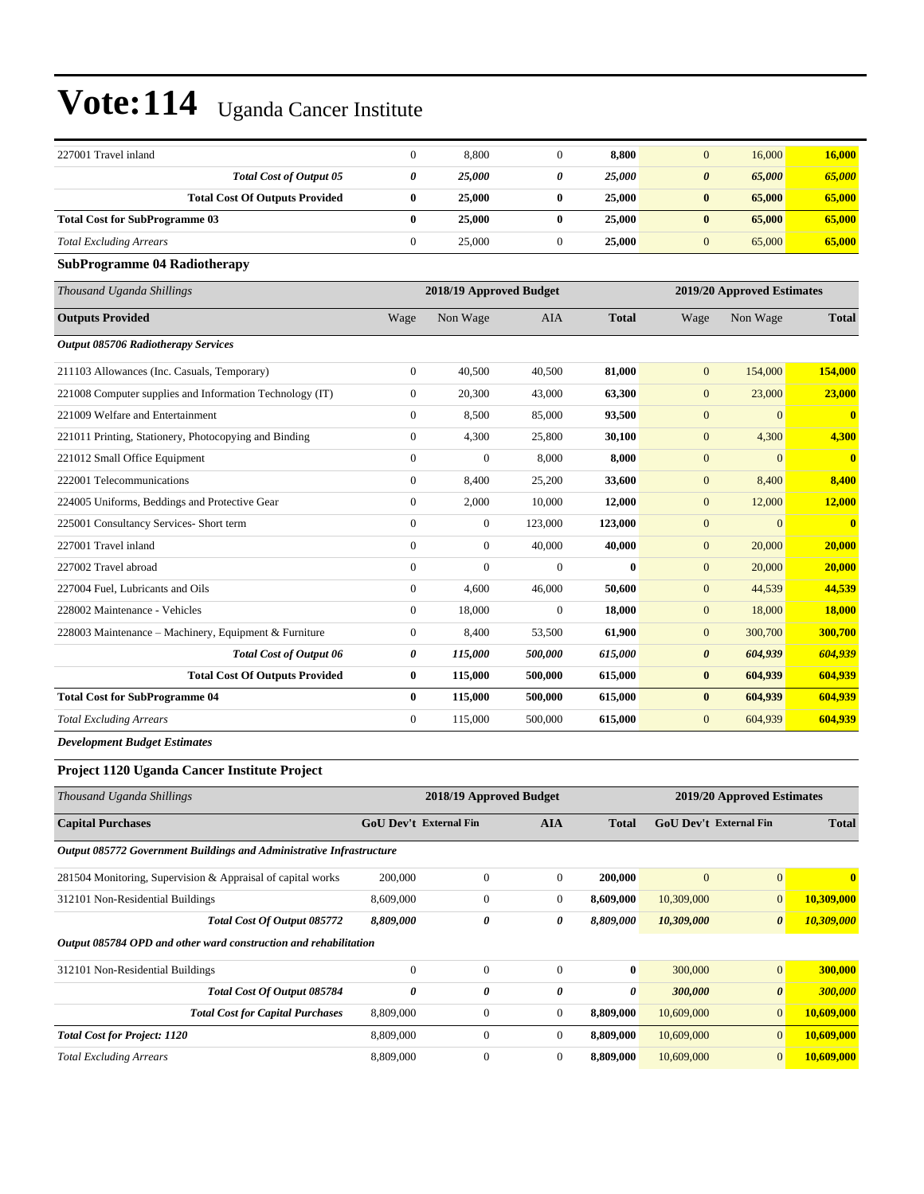# Vote:114 Uganda Cancer Institute

| | | | | | | | |
|---|---|---|---|---|---|---|---|
| 227001 Travel inland | 0 | 8,800 | 0 | **8,800** | 0 | 16,000 | **16,000** |
| ***Total Cost of Output 05*** | ***0*** | ***25,000*** | ***0*** | ***25,000*** | ***0*** | ***65,000*** | ***65,000*** |
| **Total Cost Of Outputs Provided** | **0** | **25,000** | **0** | **25,000** | **0** | **65,000** | **65,000** |
| **Total Cost for SubProgramme 03** | **0** | **25,000** | **0** | **25,000** | **0** | **65,000** | **65,000** |
| *Total Excluding Arrears* | 0 | 25,000 | 0 | **25,000** | 0 | 65,000 | **65,000** |

**SubProgramme 04 Radiotherapy**

| *Thousand Uganda Shillings* | 2018/19 Approved Budget | | | | 2019/20 Approved Estimates | | |
|---|---|---|---|---|---|---|---|
| **Outputs Provided** | Wage | Non Wage | AIA | **Total** | Wage | Non Wage | **Total** |
| ***Output 085706 Radiotherapy Services*** | | | | | | | |
| 211103 Allowances (Inc. Casuals, Temporary) | 0 | 40,500 | 40,500 | **81,000** | 0 | 154,000 | **154,000** |
| 221008 Computer supplies and Information Technology (IT) | 0 | 20,300 | 43,000 | **63,300** | 0 | 23,000 | **23,000** |
| 221009 Welfare and Entertainment | 0 | 8,500 | 85,000 | **93,500** | 0 | 0 | **0** |
| 221011 Printing, Stationery, Photocopying and Binding | 0 | 4,300 | 25,800 | **30,100** | 0 | 4,300 | **4,300** |
| 221012 Small Office Equipment | 0 | 0 | 8,000 | **8,000** | 0 | 0 | **0** |
| 222001 Telecommunications | 0 | 8,400 | 25,200 | **33,600** | 0 | 8,400 | **8,400** |
| 224005 Uniforms, Beddings and Protective Gear | 0 | 2,000 | 10,000 | **12,000** | 0 | 12,000 | **12,000** |
| 225001 Consultancy Services- Short term | 0 | 0 | 123,000 | **123,000** | 0 | 0 | **0** |
| 227001 Travel inland | 0 | 0 | 40,000 | **40,000** | 0 | 20,000 | **20,000** |
| 227002 Travel abroad | 0 | 0 | 0 | **0** | 0 | 20,000 | **20,000** |
| 227004 Fuel, Lubricants and Oils | 0 | 4,600 | 46,000 | **50,600** | 0 | 44,539 | **44,539** |
| 228002 Maintenance - Vehicles | 0 | 18,000 | 0 | **18,000** | 0 | 18,000 | **18,000** |
| 228003 Maintenance – Machinery, Equipment & Furniture | 0 | 8,400 | 53,500 | **61,900** | 0 | 300,700 | **300,700** |
| ***Total Cost of Output 06*** | ***0*** | ***115,000*** | ***500,000*** | ***615,000*** | ***0*** | ***604,939*** | ***604,939*** |
| **Total Cost Of Outputs Provided** | **0** | **115,000** | **500,000** | **615,000** | **0** | **604,939** | **604,939** |
| **Total Cost for SubProgramme 04** | **0** | **115,000** | **500,000** | **615,000** | **0** | **604,939** | **604,939** |
| *Total Excluding Arrears* | 0 | 115,000 | 500,000 | **615,000** | 0 | 604,939 | **604,939** |

***Development Budget Estimates***

**Project 1120 Uganda Cancer Institute Project**

| *Thousand Uganda Shillings* | 2018/19 Approved Budget | | | | 2019/20 Approved Estimates | | |
|---|---|---|---|---|---|---|---|
| **Capital Purchases** | **GoU Dev't** | **External Fin** | **AIA** | **Total** | **GoU Dev't** | **External Fin** | **Total** |
| ***Output 085772 Government Buildings and Administrative Infrastructure*** | | | | | | | |
| 281504 Monitoring, Supervision & Appraisal of capital works | 200,000 | 0 | 0 | **200,000** | 0 | 0 | **0** |
| 312101 Non-Residential Buildings | 8,609,000 | 0 | 0 | **8,609,000** | 10,309,000 | 0 | **10,309,000** |
| ***Total Cost Of Output 085772*** | ***8,809,000*** | ***0*** | ***0*** | ***8,809,000*** | ***10,309,000*** | ***0*** | ***10,309,000*** |
| ***Output 085784 OPD and other ward construction and rehabilitation*** | | | | | | | |
| 312101 Non-Residential Buildings | 0 | 0 | 0 | **0** | 300,000 | 0 | **300,000** |
| ***Total Cost Of Output 085784*** | ***0*** | ***0*** | ***0*** | ***0*** | ***300,000*** | ***0*** | ***300,000*** |
| ***Total Cost for Capital Purchases*** | 8,809,000 | 0 | 0 | **8,809,000** | 10,609,000 | 0 | **10,609,000** |
| ***Total Cost for Project: 1120*** | 8,809,000 | 0 | 0 | **8,809,000** | 10,609,000 | 0 | **10,609,000** |
| *Total Excluding Arrears* | 8,809,000 | 0 | 0 | **8,809,000** | 10,609,000 | 0 | **10,609,000** |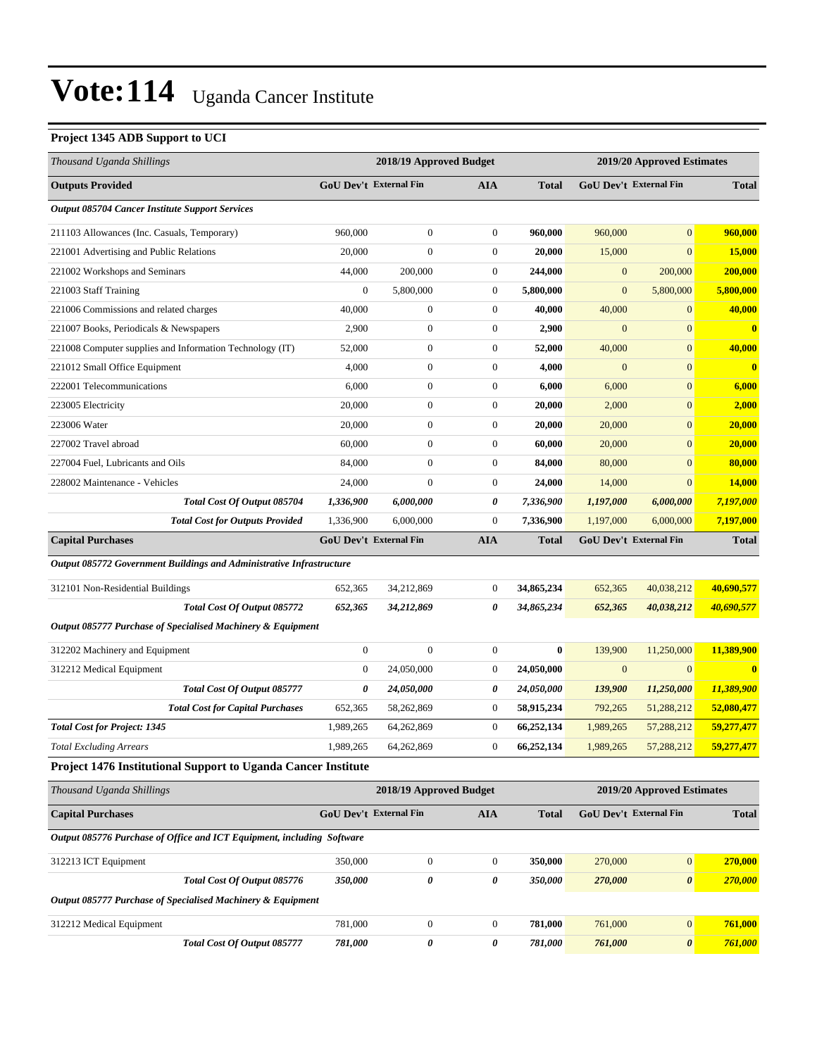# Vote:114 Uganda Cancer Institute

### Project 1345 ADB Support to UCI

| *Thousand Uganda Shillings* | 2018/19 Approved Budget | | | | 2019/20 Approved Estimates | | |
|---|---|---|---|---|---|---|---|
| **Outputs Provided** | **GoU Dev't** | **External Fin** | **AIA** | **Total** | **GoU Dev't** | **External Fin** | **Total** |
| ***Output 085704 Cancer Institute Support Services*** | | | | | | | |
| 211103 Allowances (Inc. Casuals, Temporary) | 960,000 | 0 | 0 | **960,000** | 960,000 | 0 | **960,000** |
| 221001 Advertising and Public Relations | 20,000 | 0 | 0 | **20,000** | 15,000 | 0 | **15,000** |
| 221002 Workshops and Seminars | 44,000 | 200,000 | 0 | **244,000** | 0 | 200,000 | **200,000** |
| 221003 Staff Training | 0 | 5,800,000 | 0 | **5,800,000** | 0 | 5,800,000 | **5,800,000** |
| 221006 Commissions and related charges | 40,000 | 0 | 0 | **40,000** | 40,000 | 0 | **40,000** |
| 221007 Books, Periodicals & Newspapers | 2,900 | 0 | 0 | **2,900** | 0 | 0 | **0** |
| 221008 Computer supplies and Information Technology (IT) | 52,000 | 0 | 0 | **52,000** | 40,000 | 0 | **40,000** |
| 221012 Small Office Equipment | 4,000 | 0 | 0 | **4,000** | 0 | 0 | **0** |
| 222001 Telecommunications | 6,000 | 0 | 0 | **6,000** | 6,000 | 0 | **6,000** |
| 223005 Electricity | 20,000 | 0 | 0 | **20,000** | 2,000 | 0 | **2,000** |
| 223006 Water | 20,000 | 0 | 0 | **20,000** | 20,000 | 0 | **20,000** |
| 227002 Travel abroad | 60,000 | 0 | 0 | **60,000** | 20,000 | 0 | **20,000** |
| 227004 Fuel, Lubricants and Oils | 84,000 | 0 | 0 | **84,000** | 80,000 | 0 | **80,000** |
| 228002 Maintenance - Vehicles | 24,000 | 0 | 0 | **24,000** | 14,000 | 0 | **14,000** |
| ***Total Cost Of Output 085704*** | ***1,336,900*** | ***6,000,000*** | ***0*** | ***7,336,900*** | ***1,197,000*** | ***6,000,000*** | ***7,197,000*** |
| ***Total Cost for Outputs Provided*** | 1,336,900 | 6,000,000 | 0 | **7,336,900** | 1,197,000 | 6,000,000 | **7,197,000** |
| **Capital Purchases** | **GoU Dev't** | **External Fin** | **AIA** | **Total** | **GoU Dev't** | **External Fin** | **Total** |
| ***Output 085772 Government Buildings and Administrative Infrastructure*** | | | | | | | |
| 312101 Non-Residential Buildings | 652,365 | 34,212,869 | 0 | **34,865,234** | 652,365 | 40,038,212 | **40,690,577** |
| ***Total Cost Of Output 085772*** | ***652,365*** | ***34,212,869*** | ***0*** | ***34,865,234*** | ***652,365*** | ***40,038,212*** | ***40,690,577*** |
| ***Output 085777 Purchase of Specialised Machinery & Equipment*** | | | | | | | |
| 312202 Machinery and Equipment | 0 | 0 | 0 | **0** | 139,900 | 11,250,000 | **11,389,900** |
| 312212 Medical Equipment | 0 | 24,050,000 | 0 | **24,050,000** | 0 | 0 | **0** |
| ***Total Cost Of Output 085777*** | ***0*** | ***24,050,000*** | ***0*** | ***24,050,000*** | ***139,900*** | ***11,250,000*** | ***11,389,900*** |
| ***Total Cost for Capital Purchases*** | 652,365 | 58,262,869 | 0 | **58,915,234** | 792,265 | 51,288,212 | **52,080,477** |
| ***Total Cost for Project: 1345*** | 1,989,265 | 64,262,869 | 0 | **66,252,134** | 1,989,265 | 57,288,212 | **59,277,477** |
| *Total Excluding Arrears* | 1,989,265 | 64,262,869 | 0 | **66,252,134** | 1,989,265 | 57,288,212 | **59,277,477** |

### Project 1476 Institutional Support to Uganda Cancer Institute

| *Thousand Uganda Shillings* | 2018/19 Approved Budget | | | | 2019/20 Approved Estimates | | |
|---|---|---|---|---|---|---|---|
| **Capital Purchases** | **GoU Dev't** | **External Fin** | **AIA** | **Total** | **GoU Dev't** | **External Fin** | **Total** |
| ***Output 085776 Purchase of Office and ICT Equipment, including Software*** | | | | | | | |
| 312213 ICT Equipment | 350,000 | 0 | 0 | **350,000** | 270,000 | 0 | **270,000** |
| ***Total Cost Of Output 085776*** | ***350,000*** | ***0*** | ***0*** | ***350,000*** | ***270,000*** | ***0*** | ***270,000*** |
| ***Output 085777 Purchase of Specialised Machinery & Equipment*** | | | | | | | |
| 312212 Medical Equipment | 781,000 | 0 | 0 | **781,000** | 761,000 | 0 | **761,000** |
| ***Total Cost Of Output 085777*** | ***781,000*** | ***0*** | ***0*** | ***781,000*** | ***761,000*** | ***0*** | ***761,000*** |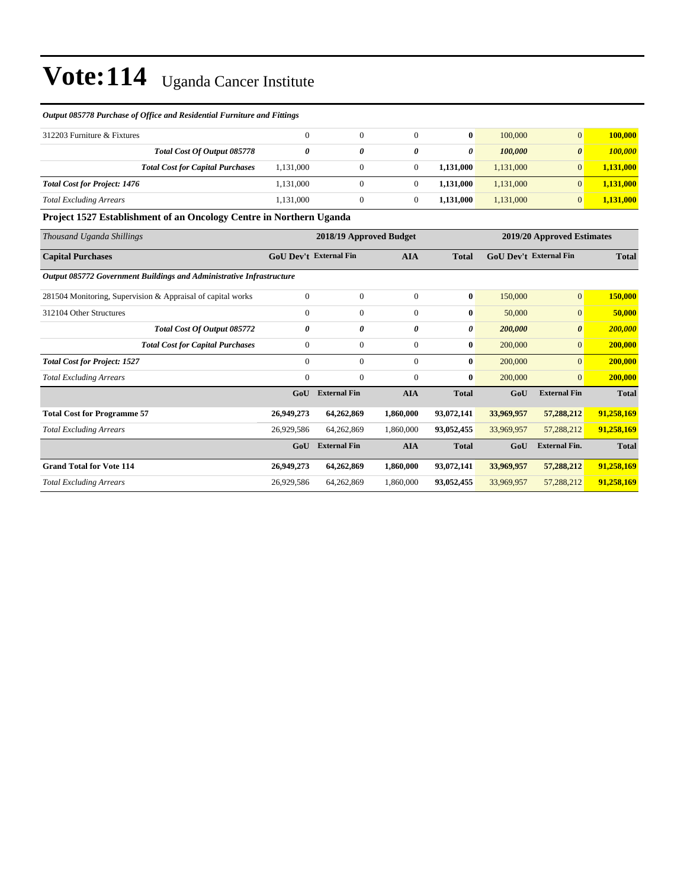*Output 085778 Purchase of Office and Residential Furniture and Fittings*

| | | | | | | | |
|---|---|---|---|---|---|---|---|
| 312203 Furniture & Fixtures | 0 | 0 | 0 | **0** | 100,000 | 0 | **100,000** |
| ***Total Cost Of Output 085778*** | ***0*** | ***0*** | ***0*** | ***0*** | ***100,000*** | ***0*** | ***100,000*** |
| ***Total Cost for Capital Purchases*** | 1,131,000 | 0 | 0 | **1,131,000** | 1,131,000 | 0 | **1,131,000** |
| ***Total Cost for Project: 1476*** | 1,131,000 | 0 | 0 | **1,131,000** | 1,131,000 | 0 | **1,131,000** |
| *Total Excluding Arrears* | 1,131,000 | 0 | 0 | **1,131,000** | 1,131,000 | 0 | **1,131,000** |

**Project 1527 Establishment of an Oncology Centre in Northern Uganda**

| *Thousand Uganda Shillings* | 2018/19 Approved Budget | | | | 2019/20 Approved Estimates | | |
|---|---|---|---|---|---|---|---|
| **Capital Purchases** | **GoU Dev't** | **External Fin** | **AIA** | **Total** | **GoU Dev't** | **External Fin** | **Total** |
| ***Output 085772 Government Buildings and Administrative Infrastructure*** | | | | | | | |
| 281504 Monitoring, Supervision & Appraisal of capital works | 0 | 0 | 0 | **0** | 150,000 | 0 | **150,000** |
| 312104 Other Structures | 0 | 0 | 0 | **0** | 50,000 | 0 | **50,000** |
| ***Total Cost Of Output 085772*** | ***0*** | ***0*** | ***0*** | ***0*** | ***200,000*** | ***0*** | ***200,000*** |
| ***Total Cost for Capital Purchases*** | 0 | 0 | 0 | **0** | 200,000 | 0 | **200,000** |
| ***Total Cost for Project: 1527*** | 0 | 0 | 0 | **0** | 200,000 | 0 | **200,000** |
| *Total Excluding Arrears* | 0 | 0 | 0 | **0** | 200,000 | 0 | **200,000** |

| | GoU | External Fin | AIA | Total | GoU | External Fin | Total |
|---|---|---|---|---|---|---|---|
| **Total Cost for Programme 57** | **26,949,273** | **64,262,869** | **1,860,000** | **93,072,141** | **33,969,957** | **57,288,212** | **91,258,169** |
| *Total Excluding Arrears* | 26,929,586 | 64,262,869 | 1,860,000 | **93,052,455** | 33,969,957 | 57,288,212 | **91,258,169** |

| | GoU | External Fin | AIA | Total | GoU | External Fin. | Total |
|---|---|---|---|---|---|---|---|
| **Grand Total for Vote 114** | **26,949,273** | **64,262,869** | **1,860,000** | **93,072,141** | **33,969,957** | **57,288,212** | **91,258,169** |
| *Total Excluding Arrears* | 26,929,586 | 64,262,869 | 1,860,000 | **93,052,455** | 33,969,957 | 57,288,212 | **91,258,169** |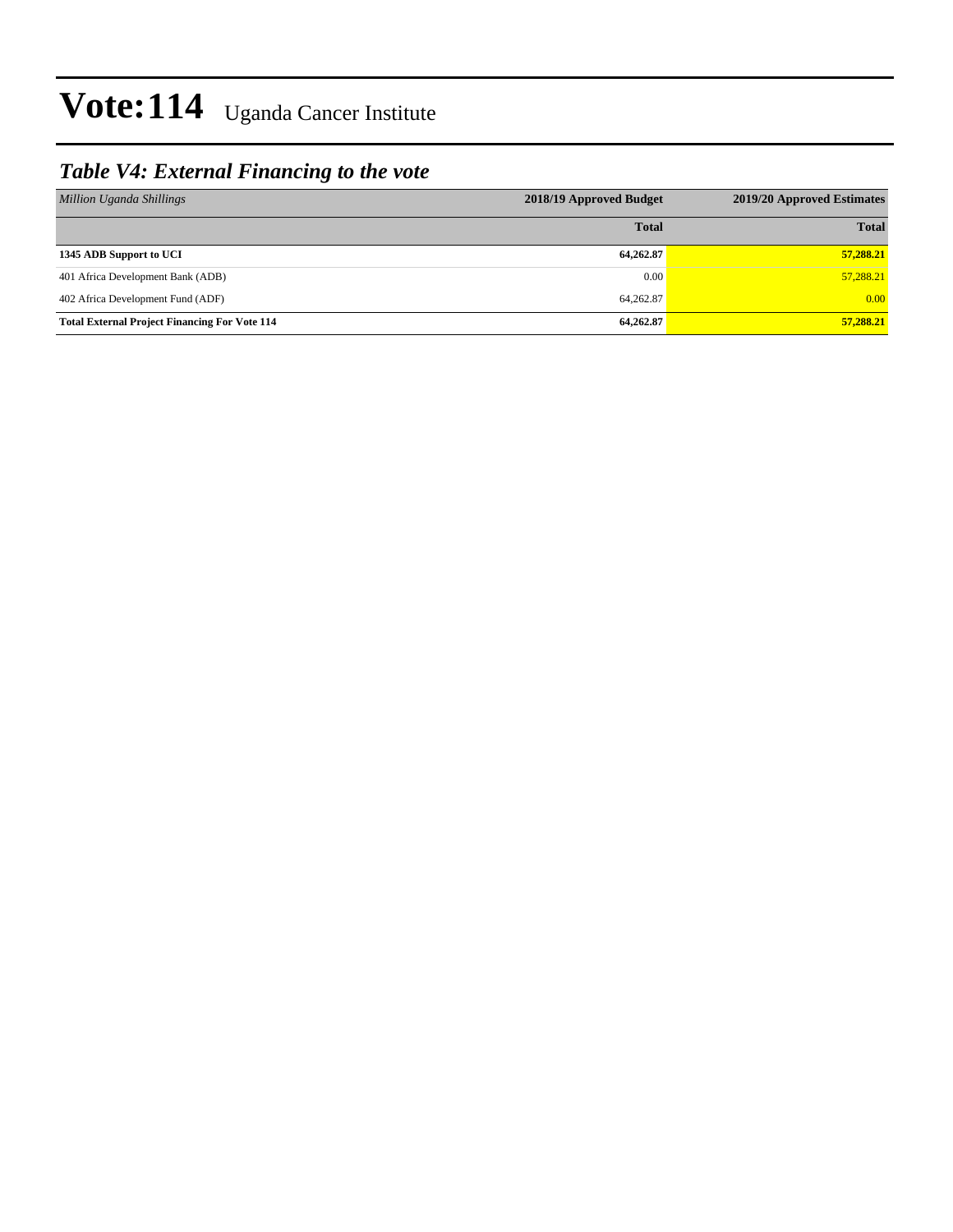# Vote:114 Uganda Cancer Institute

## *Table V4: External Financing to the vote*

| *Million Uganda Shillings* | 2018/19 Approved Budget | 2019/20 Approved Estimates |
|---|---|---|
| | **Total** | **Total** |
| **1345 ADB Support to UCI** | **64,262.87** | **57,288.21** |
| 401 Africa Development Bank (ADB) | 0.00 | 57,288.21 |
| 402 Africa Development Fund (ADF) | 64,262.87 | 0.00 |
| **Total External Project Financing For Vote 114** | **64,262.87** | **57,288.21** |